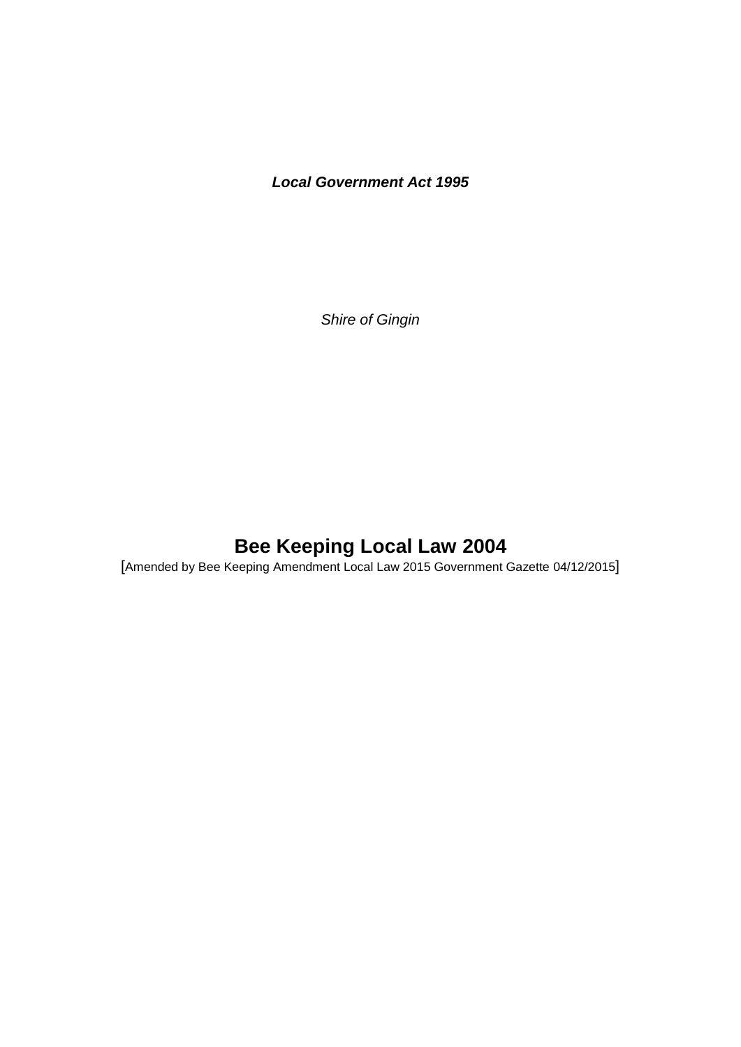***Local Government Act 1995***

*Shire of Gingin*

# Bee Keeping Local Law 2004

[Amended by Bee Keeping Amendment Local Law 2015 Government Gazette 04/12/2015]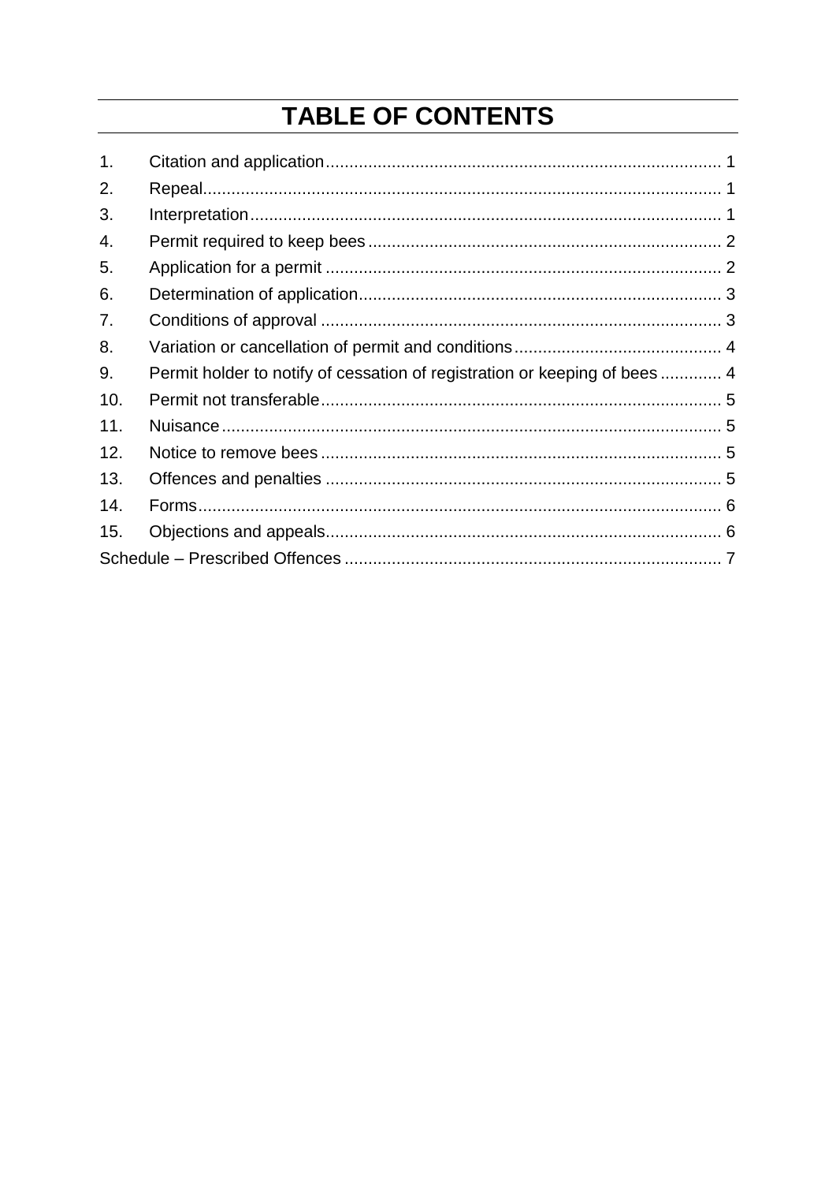# TABLE OF CONTENTS

| | | |
|---|---|---|
| 1. | Citation and application | 1 |
| 2. | Repeal | 1 |
| 3. | Interpretation | 1 |
| 4. | Permit required to keep bees | 2 |
| 5. | Application for a permit | 2 |
| 6. | Determination of application | 3 |
| 7. | Conditions of approval | 3 |
| 8. | Variation or cancellation of permit and conditions | 4 |
| 9. | Permit holder to notify of cessation of registration or keeping of bees | 4 |
| 10. | Permit not transferable | 5 |
| 11. | Nuisance | 5 |
| 12. | Notice to remove bees | 5 |
| 13. | Offences and penalties | 5 |
| 14. | Forms | 6 |
| 15. | Objections and appeals | 6 |
| Schedule – Prescribed Offences | | 7 |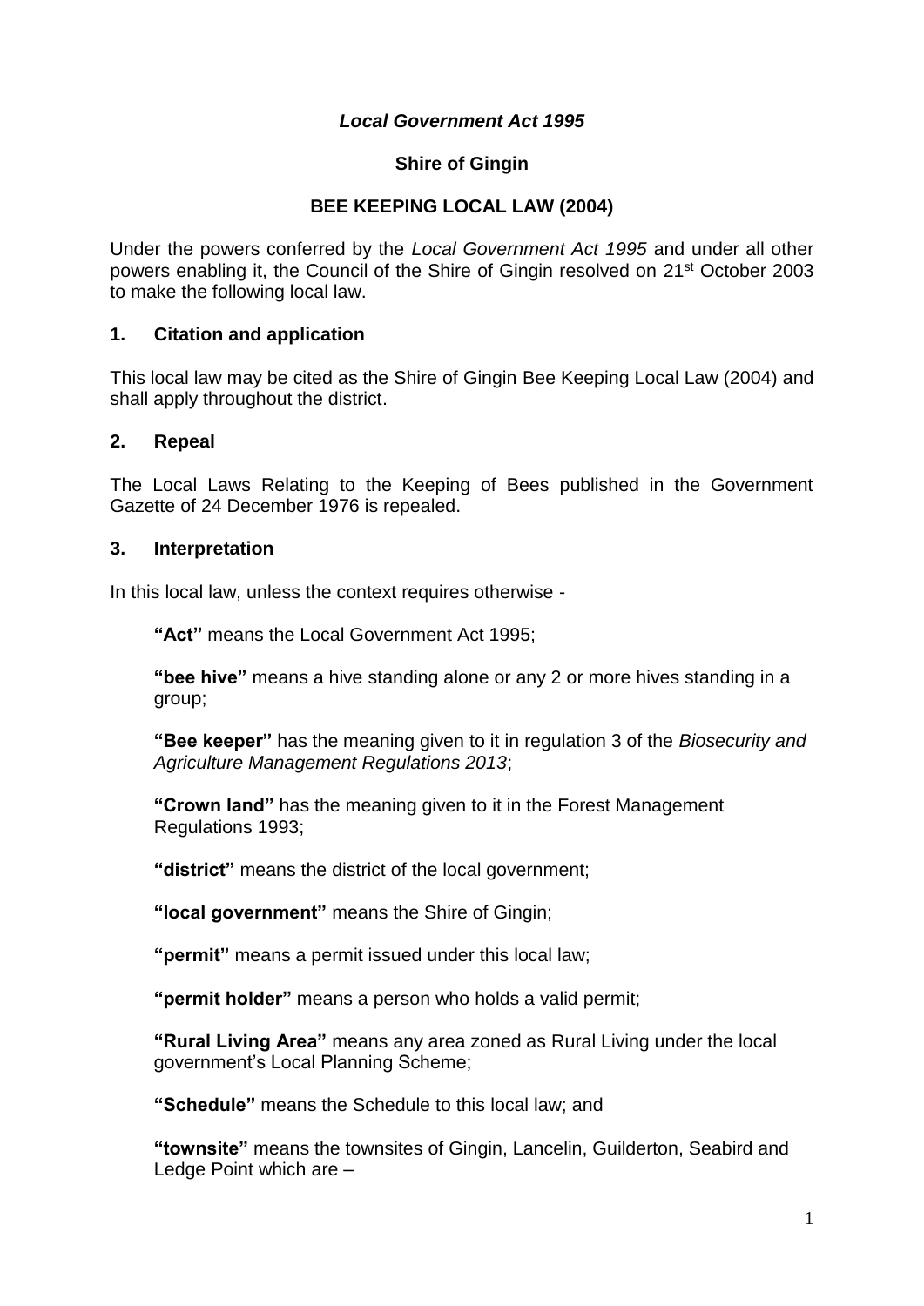***Local Government Act 1995***

**Shire of Gingin**

**BEE KEEPING LOCAL LAW (2004)**

Under the powers conferred by the *Local Government Act 1995* and under all other powers enabling it, the Council of the Shire of Gingin resolved on 21st October 2003 to make the following local law.

### 1. Citation and application

This local law may be cited as the Shire of Gingin Bee Keeping Local Law (2004) and shall apply throughout the district.

### 2. Repeal

The Local Laws Relating to the Keeping of Bees published in the Government Gazette of 24 December 1976 is repealed.

### 3. Interpretation

In this local law, unless the context requires otherwise -

**"Act"** means the Local Government Act 1995;

**"bee hive"** means a hive standing alone or any 2 or more hives standing in a group;

**"Bee keeper"** has the meaning given to it in regulation 3 of the *Biosecurity and Agriculture Management Regulations 2013*;

**"Crown land"** has the meaning given to it in the Forest Management Regulations 1993;

**"district"** means the district of the local government;

**"local government"** means the Shire of Gingin;

**"permit"** means a permit issued under this local law;

**"permit holder"** means a person who holds a valid permit;

**"Rural Living Area"** means any area zoned as Rural Living under the local government's Local Planning Scheme;

**"Schedule"** means the Schedule to this local law; and

**"townsite"** means the townsites of Gingin, Lancelin, Guilderton, Seabird and Ledge Point which are –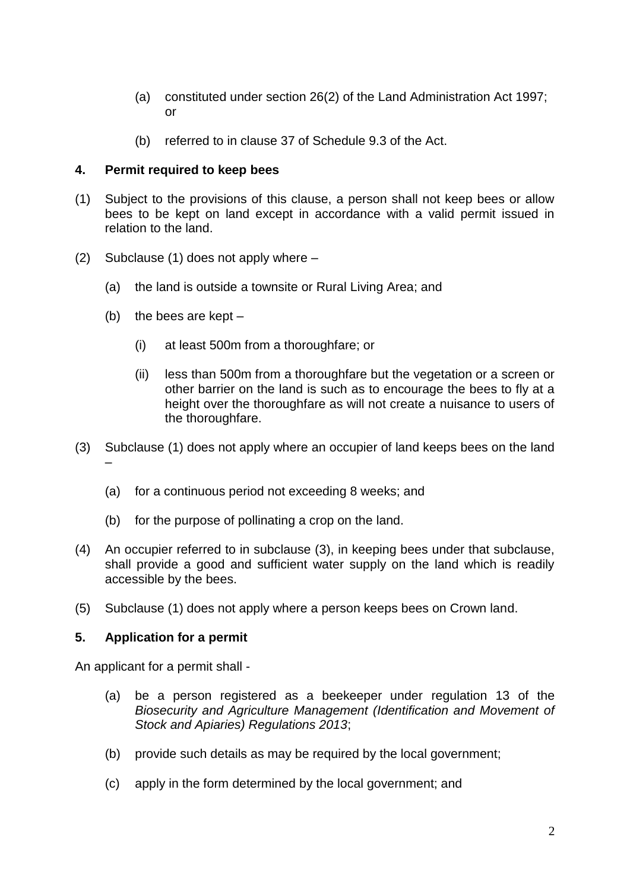(a) constituted under section 26(2) of the Land Administration Act 1997; or

(b) referred to in clause 37 of Schedule 9.3 of the Act.

**4. Permit required to keep bees**

(1) Subject to the provisions of this clause, a person shall not keep bees or allow bees to be kept on land except in accordance with a valid permit issued in relation to the land.

(2) Subclause (1) does not apply where –

(a) the land is outside a townsite or Rural Living Area; and

(b) the bees are kept –

(i) at least 500m from a thoroughfare; or

(ii) less than 500m from a thoroughfare but the vegetation or a screen or other barrier on the land is such as to encourage the bees to fly at a height over the thoroughfare as will not create a nuisance to users of the thoroughfare.

(3) Subclause (1) does not apply where an occupier of land keeps bees on the land –

(a) for a continuous period not exceeding 8 weeks; and

(b) for the purpose of pollinating a crop on the land.

(4) An occupier referred to in subclause (3), in keeping bees under that subclause, shall provide a good and sufficient water supply on the land which is readily accessible by the bees.

(5) Subclause (1) does not apply where a person keeps bees on Crown land.

**5. Application for a permit**

An applicant for a permit shall -

(a) be a person registered as a beekeeper under regulation 13 of the *Biosecurity and Agriculture Management (Identification and Movement of Stock and Apiaries) Regulations 2013*;

(b) provide such details as may be required by the local government;

(c) apply in the form determined by the local government; and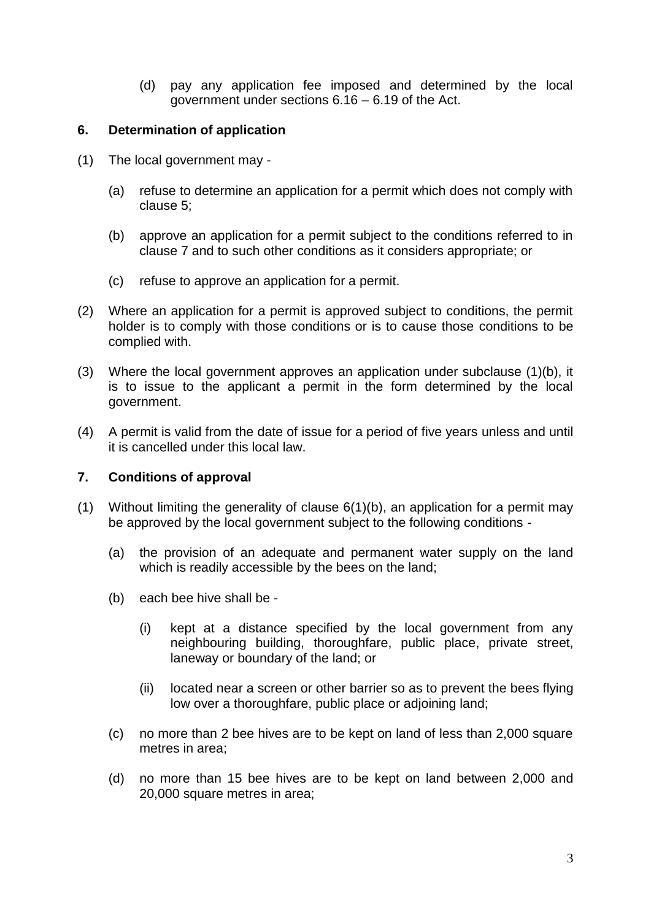(d) pay any application fee imposed and determined by the local government under sections 6.16 – 6.19 of the Act.

## 6. Determination of application

(1) The local government may -

(a) refuse to determine an application for a permit which does not comply with clause 5;

(b) approve an application for a permit subject to the conditions referred to in clause 7 and to such other conditions as it considers appropriate; or

(c) refuse to approve an application for a permit.

(2) Where an application for a permit is approved subject to conditions, the permit holder is to comply with those conditions or is to cause those conditions to be complied with.

(3) Where the local government approves an application under subclause (1)(b), it is to issue to the applicant a permit in the form determined by the local government.

(4) A permit is valid from the date of issue for a period of five years unless and until it is cancelled under this local law.

## 7. Conditions of approval

(1) Without limiting the generality of clause 6(1)(b), an application for a permit may be approved by the local government subject to the following conditions -

(a) the provision of an adequate and permanent water supply on the land which is readily accessible by the bees on the land;

(b) each bee hive shall be -

(i) kept at a distance specified by the local government from any neighbouring building, thoroughfare, public place, private street, laneway or boundary of the land; or

(ii) located near a screen or other barrier so as to prevent the bees flying low over a thoroughfare, public place or adjoining land;

(c) no more than 2 bee hives are to be kept on land of less than 2,000 square metres in area;

(d) no more than 15 bee hives are to be kept on land between 2,000 and 20,000 square metres in area;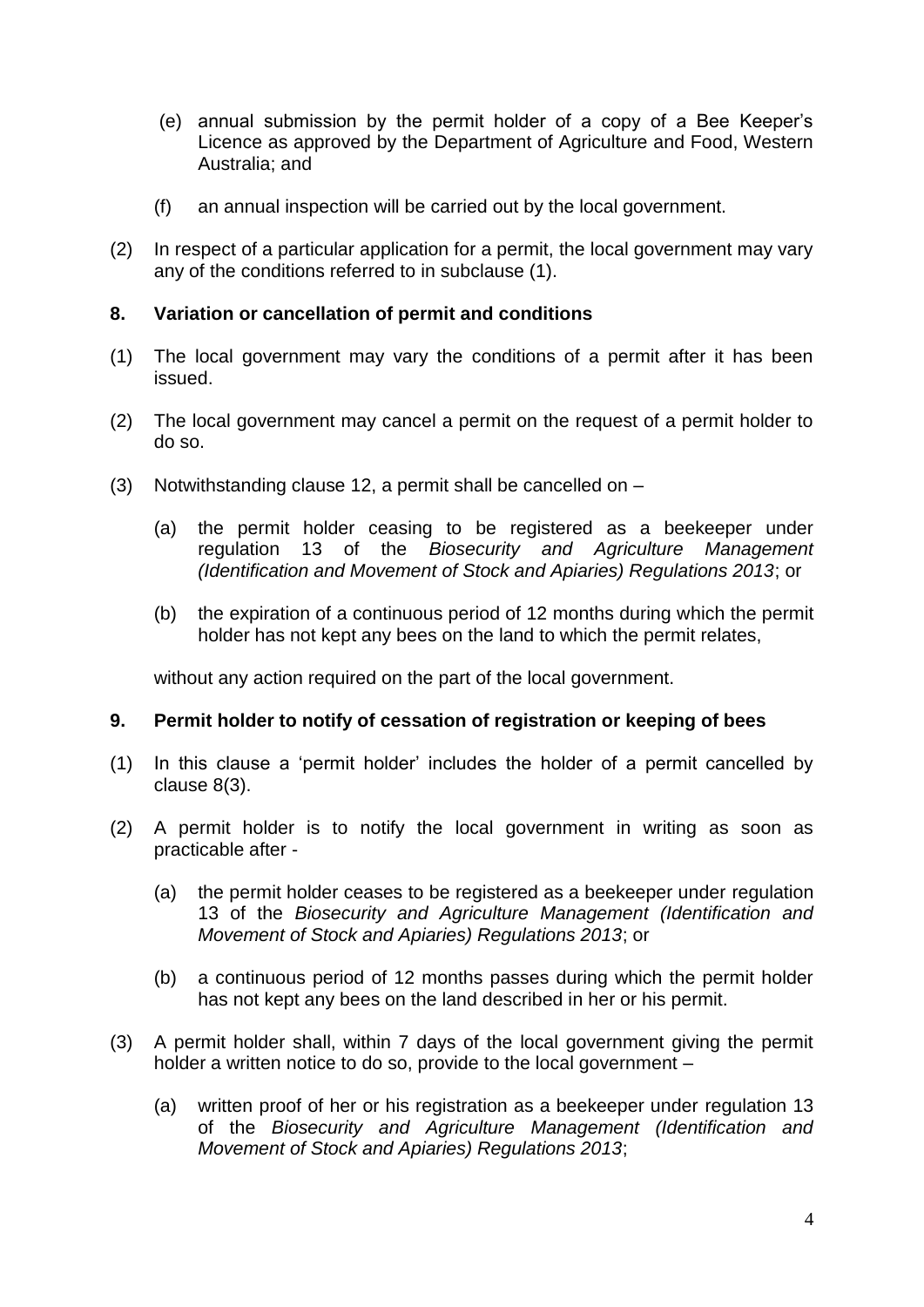(e) annual submission by the permit holder of a copy of a Bee Keeper's Licence as approved by the Department of Agriculture and Food, Western Australia; and

(f) an annual inspection will be carried out by the local government.

(2) In respect of a particular application for a permit, the local government may vary any of the conditions referred to in subclause (1).

## 8. Variation or cancellation of permit and conditions

(1) The local government may vary the conditions of a permit after it has been issued.

(2) The local government may cancel a permit on the request of a permit holder to do so.

(3) Notwithstanding clause 12, a permit shall be cancelled on –

(a) the permit holder ceasing to be registered as a beekeeper under regulation 13 of the *Biosecurity and Agriculture Management (Identification and Movement of Stock and Apiaries) Regulations 2013*; or

(b) the expiration of a continuous period of 12 months during which the permit holder has not kept any bees on the land to which the permit relates,

without any action required on the part of the local government.

## 9. Permit holder to notify of cessation of registration or keeping of bees

(1) In this clause a 'permit holder' includes the holder of a permit cancelled by clause 8(3).

(2) A permit holder is to notify the local government in writing as soon as practicable after -

(a) the permit holder ceases to be registered as a beekeeper under regulation 13 of the *Biosecurity and Agriculture Management (Identification and Movement of Stock and Apiaries) Regulations 2013*; or

(b) a continuous period of 12 months passes during which the permit holder has not kept any bees on the land described in her or his permit.

(3) A permit holder shall, within 7 days of the local government giving the permit holder a written notice to do so, provide to the local government –

(a) written proof of her or his registration as a beekeeper under regulation 13 of the *Biosecurity and Agriculture Management (Identification and Movement of Stock and Apiaries) Regulations 2013*;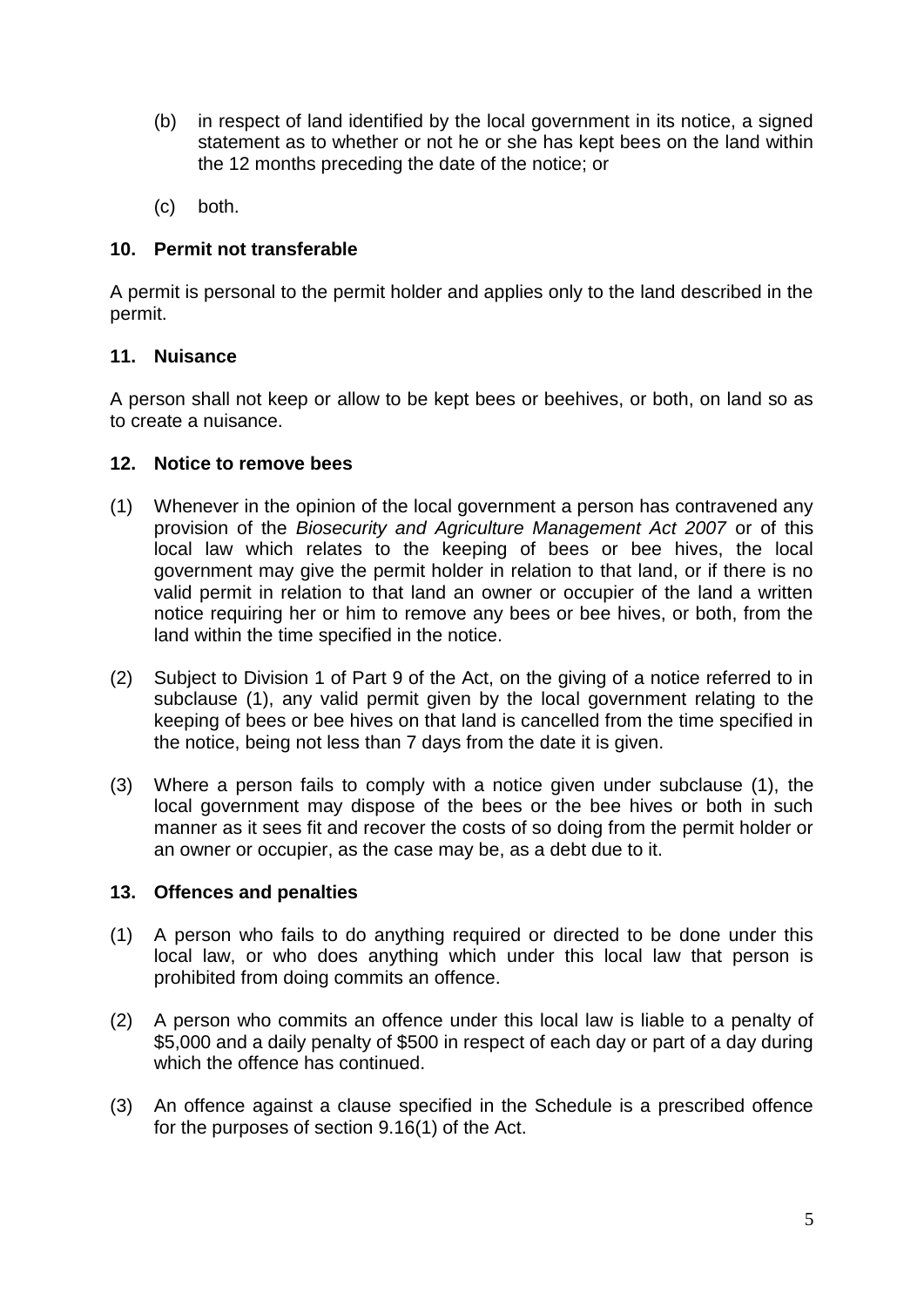(b) in respect of land identified by the local government in its notice, a signed statement as to whether or not he or she has kept bees on the land within the 12 months preceding the date of the notice; or

(c) both.

### 10. Permit not transferable

A permit is personal to the permit holder and applies only to the land described in the permit.

### 11. Nuisance

A person shall not keep or allow to be kept bees or beehives, or both, on land so as to create a nuisance.

### 12. Notice to remove bees

(1) Whenever in the opinion of the local government a person has contravened any provision of the *Biosecurity and Agriculture Management Act 2007* or of this local law which relates to the keeping of bees or bee hives, the local government may give the permit holder in relation to that land, or if there is no valid permit in relation to that land an owner or occupier of the land a written notice requiring her or him to remove any bees or bee hives, or both, from the land within the time specified in the notice.

(2) Subject to Division 1 of Part 9 of the Act, on the giving of a notice referred to in subclause (1), any valid permit given by the local government relating to the keeping of bees or bee hives on that land is cancelled from the time specified in the notice, being not less than 7 days from the date it is given.

(3) Where a person fails to comply with a notice given under subclause (1), the local government may dispose of the bees or the bee hives or both in such manner as it sees fit and recover the costs of so doing from the permit holder or an owner or occupier, as the case may be, as a debt due to it.

### 13. Offences and penalties

(1) A person who fails to do anything required or directed to be done under this local law, or who does anything which under this local law that person is prohibited from doing commits an offence.

(2) A person who commits an offence under this local law is liable to a penalty of $5,000 and a daily penalty of $500 in respect of each day or part of a day during which the offence has continued.

(3) An offence against a clause specified in the Schedule is a prescribed offence for the purposes of section 9.16(1) of the Act.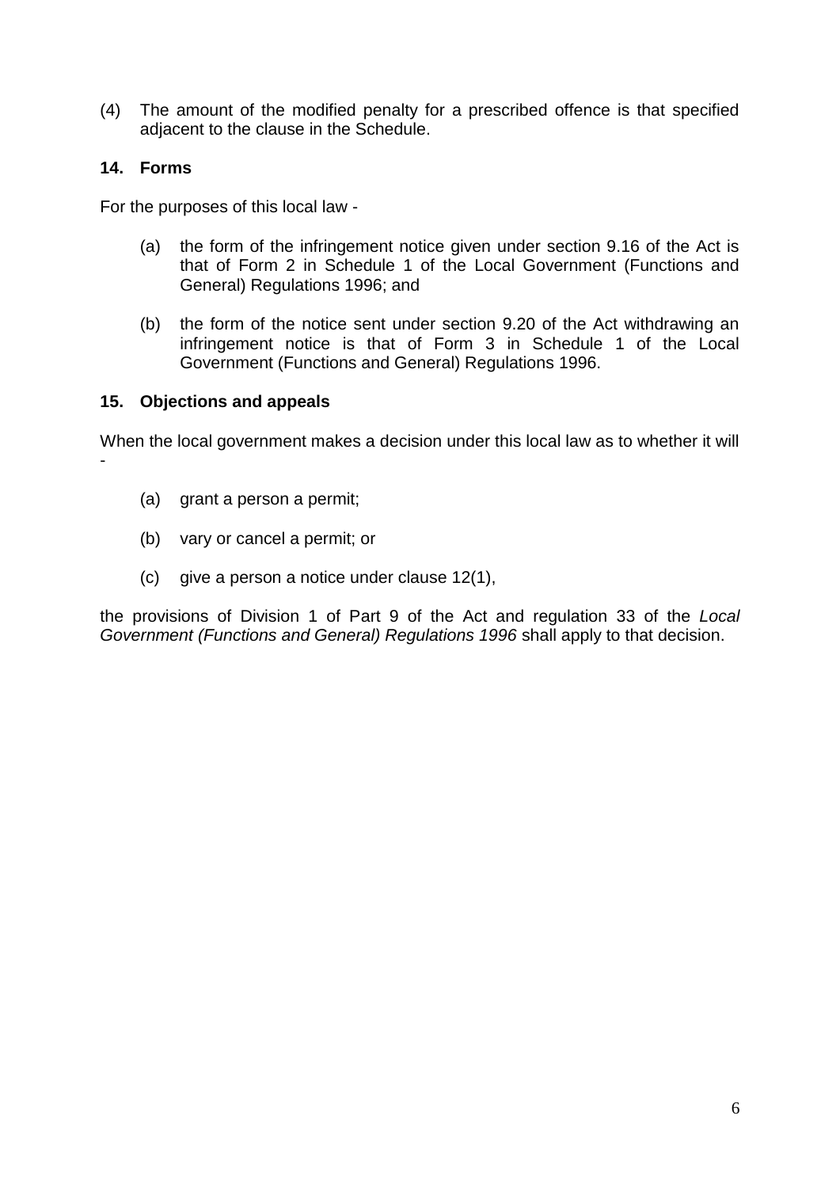(4) The amount of the modified penalty for a prescribed offence is that specified adjacent to the clause in the Schedule.

## 14. Forms

For the purposes of this local law -

(a) the form of the infringement notice given under section 9.16 of the Act is that of Form 2 in Schedule 1 of the Local Government (Functions and General) Regulations 1996; and

(b) the form of the notice sent under section 9.20 of the Act withdrawing an infringement notice is that of Form 3 in Schedule 1 of the Local Government (Functions and General) Regulations 1996.

## 15. Objections and appeals

When the local government makes a decision under this local law as to whether it will -

(a) grant a person a permit;

(b) vary or cancel a permit; or

(c) give a person a notice under clause 12(1),

the provisions of Division 1 of Part 9 of the Act and regulation 33 of the *Local Government (Functions and General) Regulations 1996* shall apply to that decision.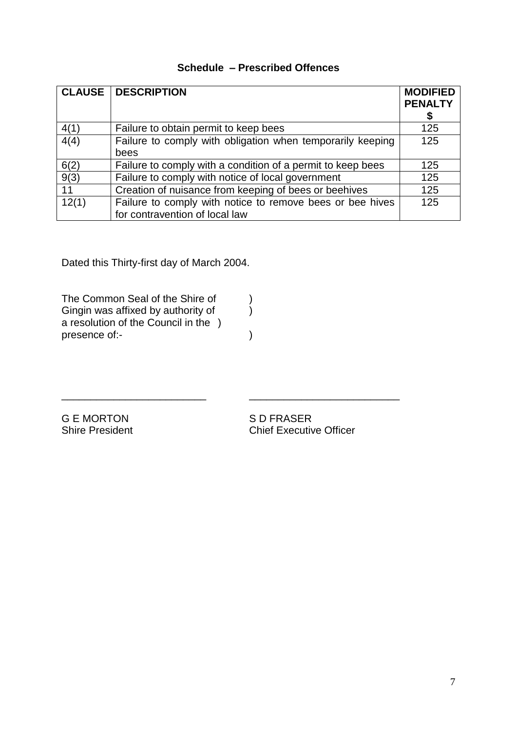### Schedule – Prescribed Offences

| CLAUSE | DESCRIPTION | MODIFIED PENALTY $ |
|---|---|---|
| 4(1) | Failure to obtain permit to keep bees | 125 |
| 4(4) | Failure to comply with obligation when temporarily keeping bees | 125 |
| 6(2) | Failure to comply with a condition of a permit to keep bees | 125 |
| 9(3) | Failure to comply with notice of local government | 125 |
| 11 | Creation of nuisance from keeping of bees or beehives | 125 |
| 12(1) | Failure to comply with notice to remove bees or bee hives for contravention of local law | 125 |

Dated this Thirty-first day of March 2004.

The Common Seal of the Shire of )
Gingin was affixed by authority of )
a resolution of the Council in the )
presence of:- )

\_\_\_\_\_\_\_\_\_\_\_\_\_\_\_\_\_\_\_\_\_\_\_\_\_ \_\_\_\_\_\_\_\_\_\_\_\_\_\_\_\_\_\_\_\_\_\_\_\_\_\_

G E MORTON
Shire President

S D FRASER
Chief Executive Officer